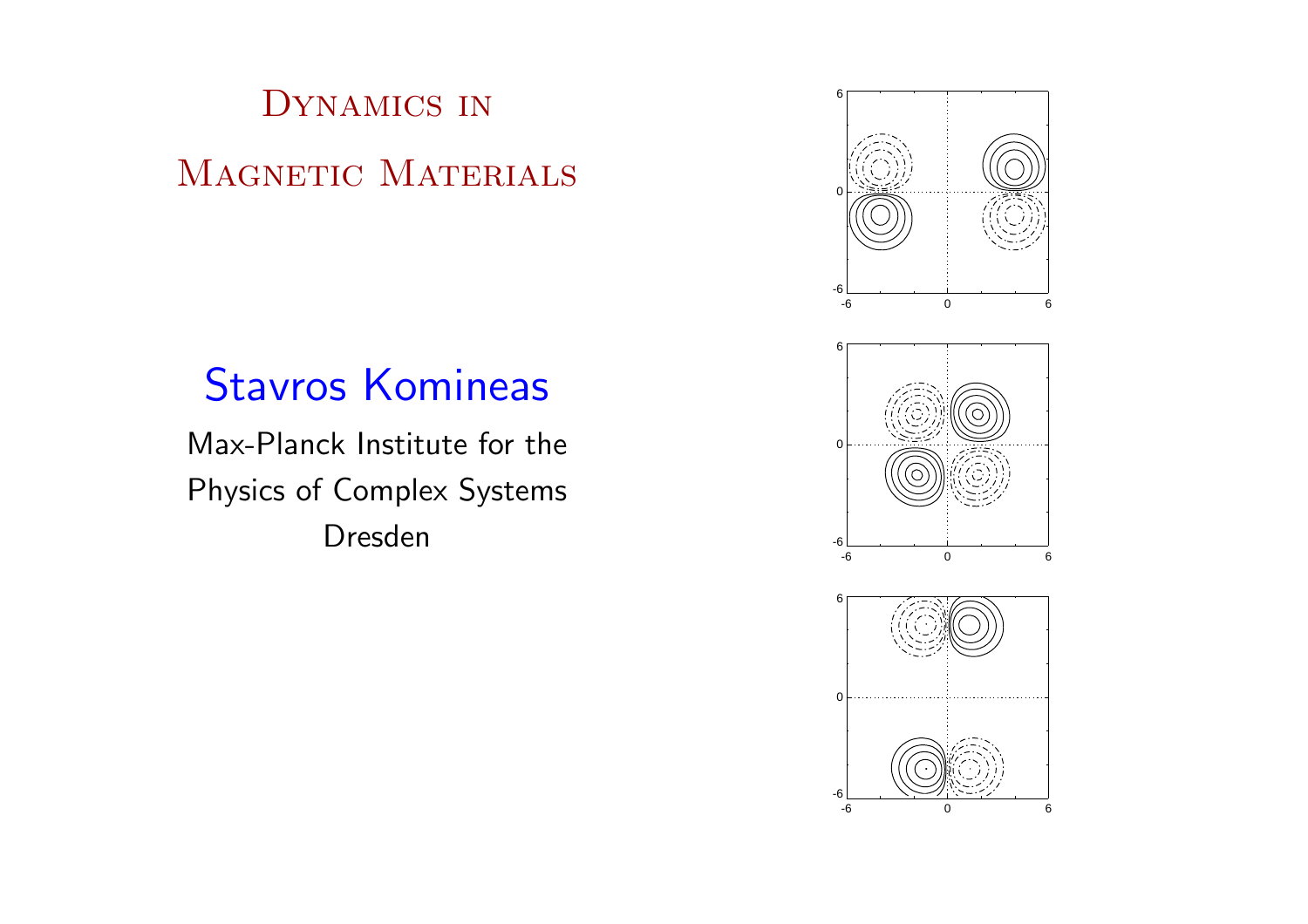# Dynamics in Magnetic Materials

## Stavros Komineas

Max-Planck Institute for the Physics of Complex Systems Dresden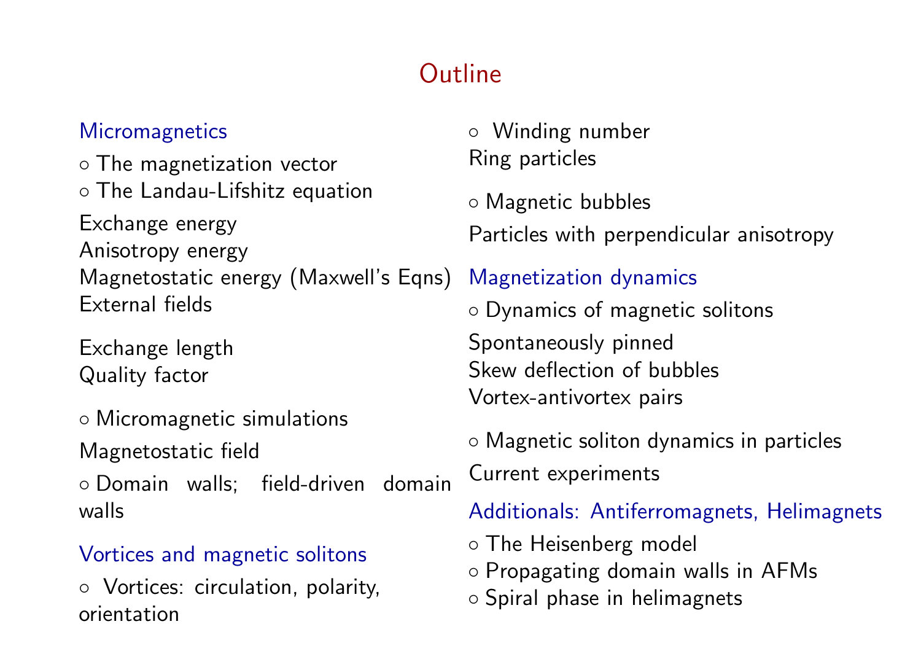# Outline

## Micromagnetics

- The magnetization vector
- The Landau-Lifshitz equation

Exchange energy
Anisotropy energy
Magnetostatic energy (Maxwell's Eqns)
External fields

Exchange length
Quality factor

- Micromagnetic simulations

Magnetostatic field

- Domain walls; field-driven domain walls

## Vortices and magnetic solitons

- Vortices: circulation, polarity, orientation
- Winding number

Ring particles

- Magnetic bubbles

Particles with perpendicular anisotropy

## Magnetization dynamics

- Dynamics of magnetic solitons

Spontaneously pinned
Skew deflection of bubbles
Vortex-antivortex pairs

- Magnetic soliton dynamics in particles

Current experiments

## Additionals: Antiferromagnets, Helimagnets

- The Heisenberg model
- Propagating domain walls in AFMs
- Spiral phase in helimagnets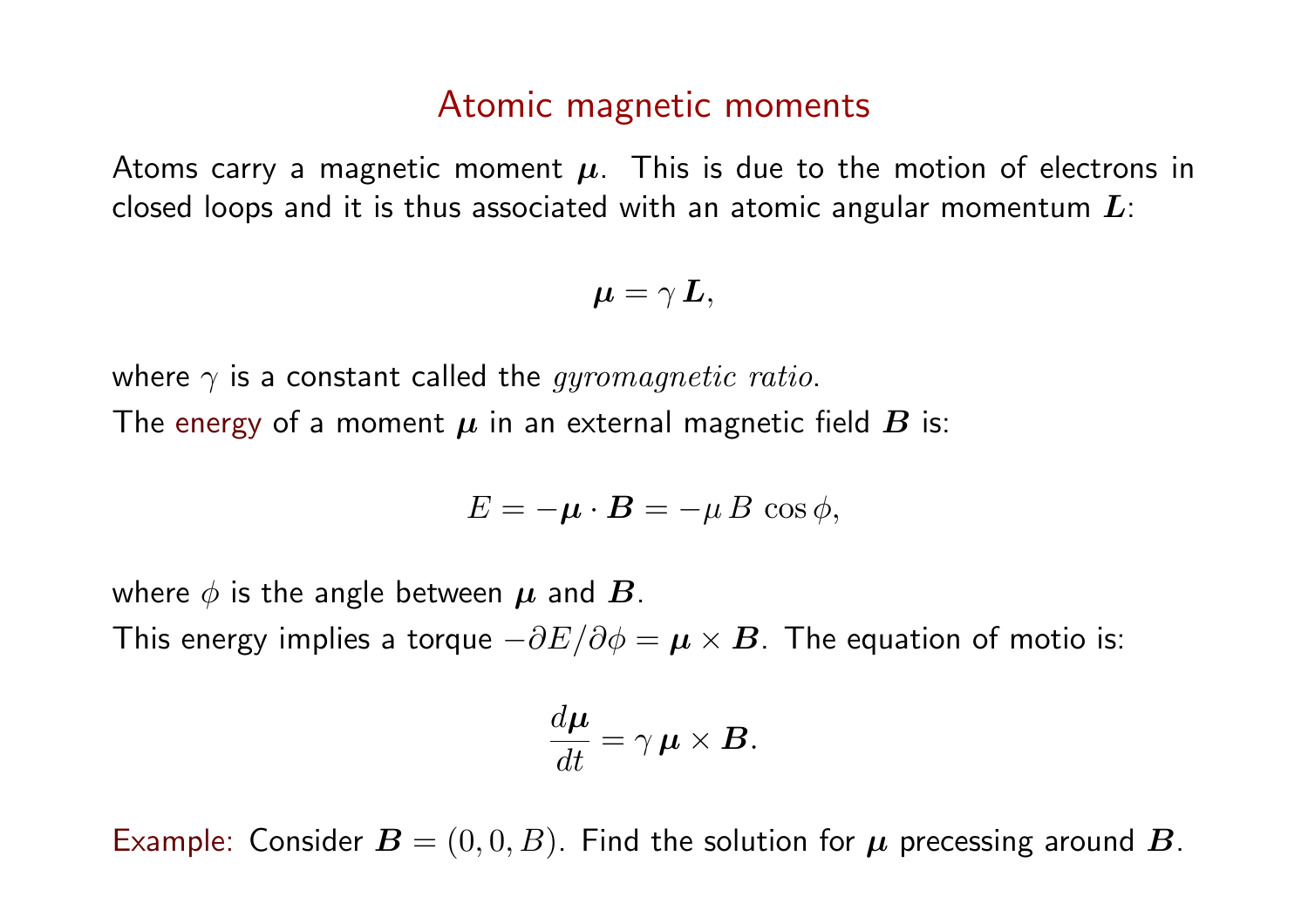# Atomic magnetic moments

Atoms carry a magnetic moment $\boldsymbol{\mu}$. This is due to the motion of electrons in closed loops and it is thus associated with an atomic angular momentum $\boldsymbol{L}$:

$$\boldsymbol{\mu} = \gamma\, \boldsymbol{L},$$

where $\gamma$ is a constant called the *gyromagnetic ratio*.

The energy of a moment $\boldsymbol{\mu}$ in an external magnetic field $\boldsymbol{B}$ is:

$$E = -\boldsymbol{\mu} \cdot \boldsymbol{B} = -\mu\, B\, \cos\phi,$$

where $\phi$ is the angle between $\boldsymbol{\mu}$ and $\boldsymbol{B}$.

This energy implies a torque $-\partial E/\partial\phi = \boldsymbol{\mu} \times \boldsymbol{B}$. The equation of motio is:

$$\frac{d\boldsymbol{\mu}}{dt} = \gamma\, \boldsymbol{\mu} \times \boldsymbol{B}.$$

Example: Consider $\boldsymbol{B} = (0, 0, B)$. Find the solution for $\boldsymbol{\mu}$ precessing around $\boldsymbol{B}$.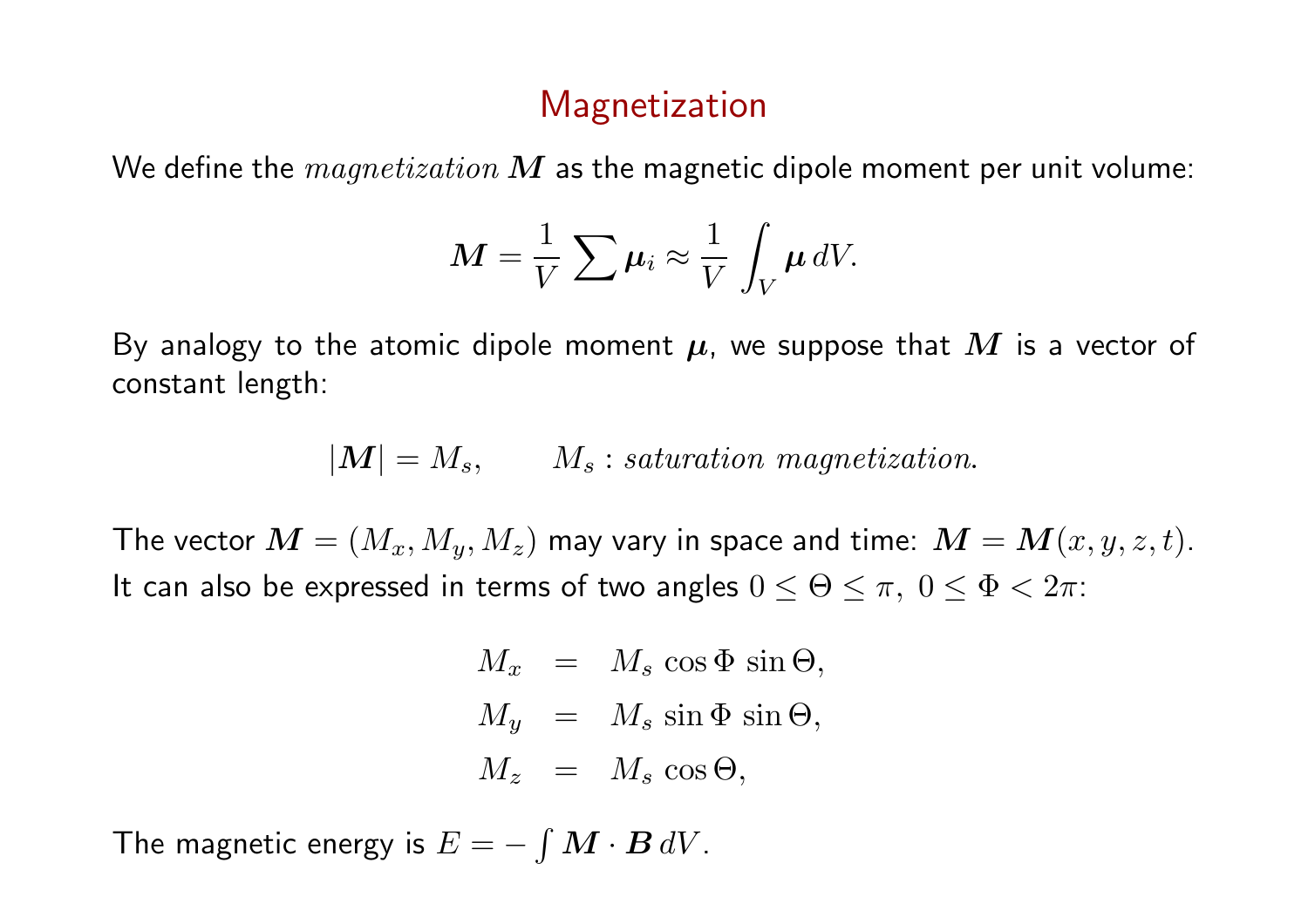# Magnetization

We define the *magnetization* $\boldsymbol{M}$ as the magnetic dipole moment per unit volume:

$$\boldsymbol{M} = \frac{1}{V} \sum \boldsymbol{\mu}_i \approx \frac{1}{V} \int_V \boldsymbol{\mu} \, dV.$$

By analogy to the atomic dipole moment $\boldsymbol{\mu}$, we suppose that $\boldsymbol{M}$ is a vector of constant length:

$$|\boldsymbol{M}| = M_s, \qquad M_s : \textit{saturation magnetization}.$$

The vector $\boldsymbol{M} = (M_x, M_y, M_z)$ may vary in space and time: $\boldsymbol{M} = \boldsymbol{M}(x, y, z, t)$. It can also be expressed in terms of two angles $0 \leq \Theta \leq \pi, \ 0 \leq \Phi < 2\pi$:

$$\begin{aligned}
M_x &= M_s \cos\Phi \, \sin\Theta, \\
M_y &= M_s \sin\Phi \, \sin\Theta, \\
M_z &= M_s \cos\Theta,
\end{aligned}$$

The magnetic energy is $E = -\int \boldsymbol{M} \cdot \boldsymbol{B} \, dV$.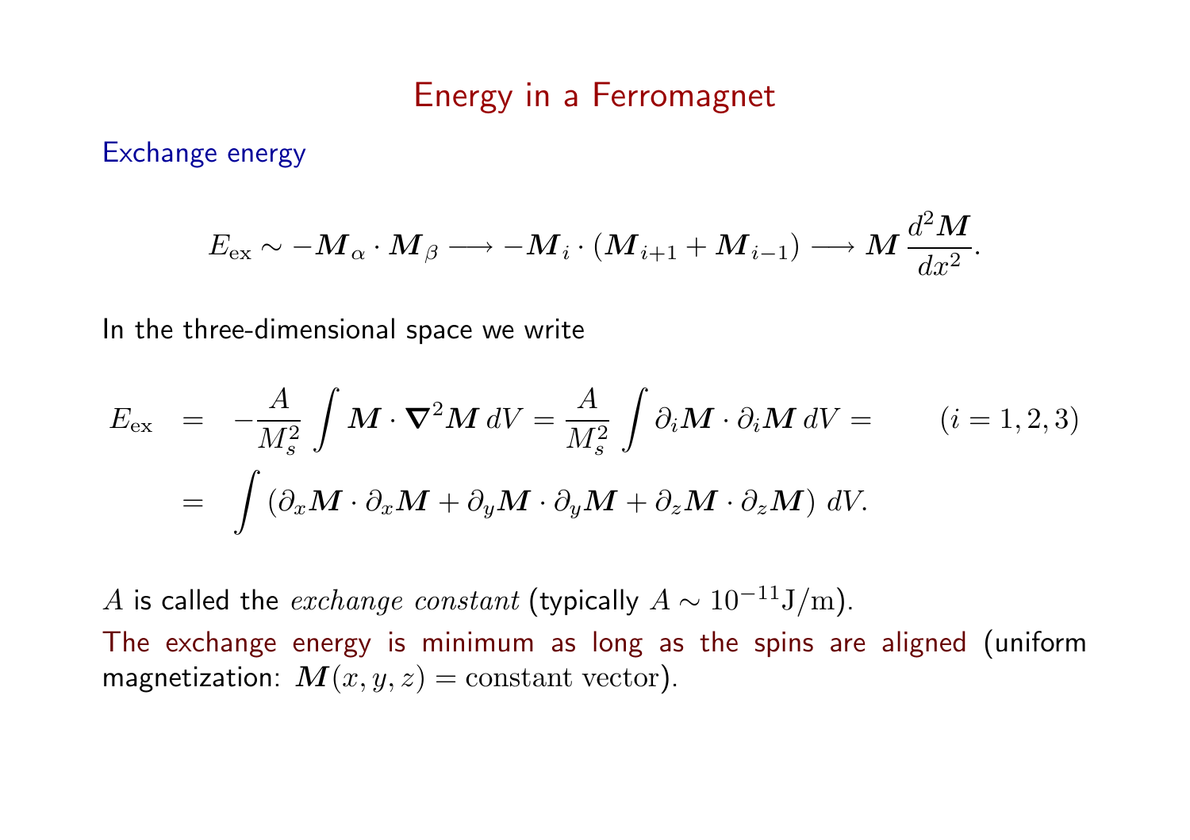# Energy in a Ferromagnet

## Exchange energy

$$E_{\text{ex}} \sim -\boldsymbol{M}_\alpha \cdot \boldsymbol{M}_\beta \longrightarrow -\boldsymbol{M}_i \cdot (\boldsymbol{M}_{i+1} + \boldsymbol{M}_{i-1}) \longrightarrow \boldsymbol{M}\,\frac{d^2\boldsymbol{M}}{dx^2}.$$

In the three-dimensional space we write

$$\begin{aligned} E_{\text{ex}} &= -\frac{A}{M_s^2}\int \boldsymbol{M}\cdot\boldsymbol{\nabla}^2\boldsymbol{M}\,dV = \frac{A}{M_s^2}\int \partial_i\boldsymbol{M}\cdot\partial_i\boldsymbol{M}\,dV = \qquad (i=1,2,3) \\ &= \int \left(\partial_x\boldsymbol{M}\cdot\partial_x\boldsymbol{M} + \partial_y\boldsymbol{M}\cdot\partial_y\boldsymbol{M} + \partial_z\boldsymbol{M}\cdot\partial_z\boldsymbol{M}\right)\,dV. \end{aligned}$$

$A$ is called the *exchange constant* (typically $A \sim 10^{-11}\mathrm{J/m}$).

The exchange energy is minimum as long as the spins are aligned (uniform magnetization: $\boldsymbol{M}(x,y,z) = \text{constant vector}$).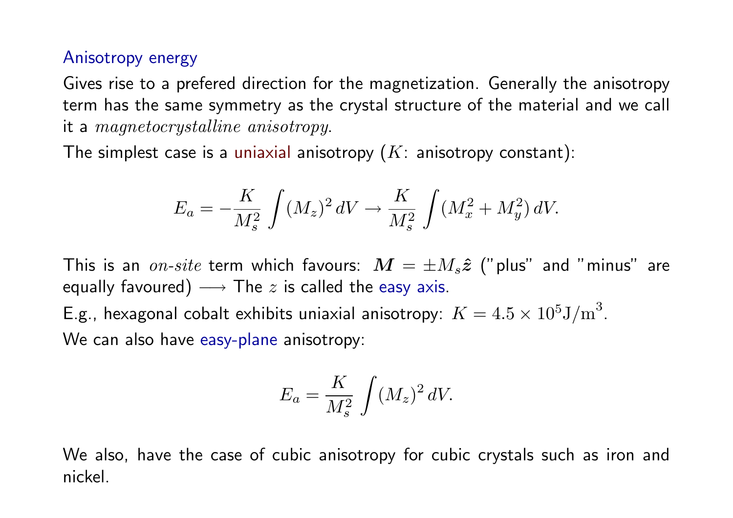## Anisotropy energy

Gives rise to a prefered direction for the magnetization. Generally the anisotropy term has the same symmetry as the crystal structure of the material and we call it a *magnetocrystalline anisotropy*.

The simplest case is a uniaxial anisotropy ($K$: anisotropy constant):

$$E_a = -\frac{K}{M_s^2}\int (M_z)^2\, dV \to \frac{K}{M_s^2}\int (M_x^2 + M_y^2)\, dV.$$

This is an *on-site* term which favours: $\boldsymbol{M} = \pm M_s \hat{\boldsymbol{z}}$ ("plus" and "minus" are equally favoured) $\longrightarrow$ The $z$ is called the easy axis.

E.g., hexagonal cobalt exhibits uniaxial anisotropy: $K = 4.5 \times 10^5 \mathrm{J/m}^3$.

We can also have easy-plane anisotropy:

$$E_a = \frac{K}{M_s^2}\int (M_z)^2\, dV.$$

We also, have the case of cubic anisotropy for cubic crystals such as iron and nickel.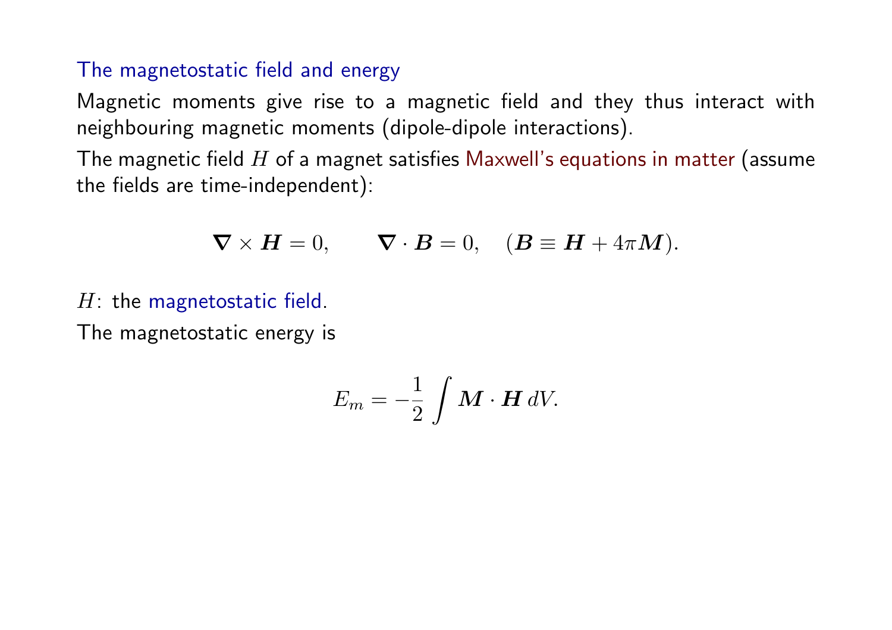## The magnetostatic field and energy

Magnetic moments give rise to a magnetic field and they thus interact with neighbouring magnetic moments (dipole-dipole interactions).

The magnetic field $H$ of a magnet satisfies Maxwell's equations in matter (assume the fields are time-independent):

$$\boldsymbol{\nabla} \times \boldsymbol{H} = 0, \qquad \boldsymbol{\nabla} \cdot \boldsymbol{B} = 0, \quad (\boldsymbol{B} \equiv \boldsymbol{H} + 4\pi \boldsymbol{M}).$$

$H$: the magnetostatic field.

The magnetostatic energy is

$$E_m = -\frac{1}{2} \int \boldsymbol{M} \cdot \boldsymbol{H} \, dV.$$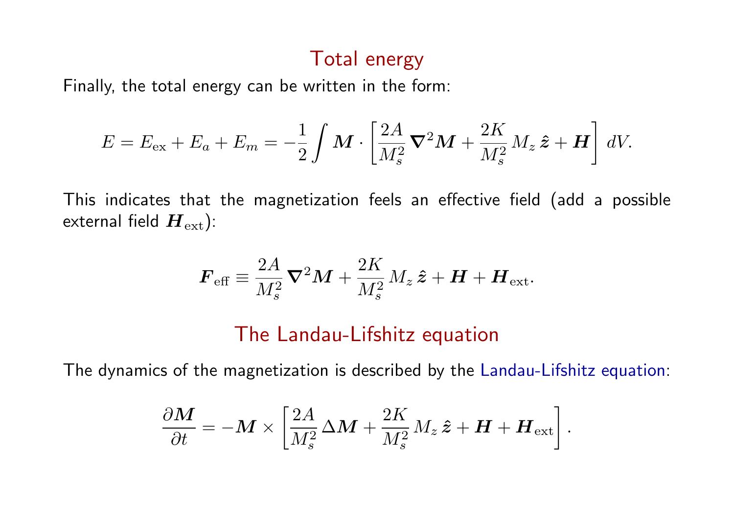## Total energy

Finally, the total energy can be written in the form:

$$E = E_{\rm ex} + E_a + E_m = -\frac{1}{2} \int \boldsymbol{M} \cdot \left[ \frac{2A}{M_s^2} \boldsymbol{\nabla}^2 \boldsymbol{M} + \frac{2K}{M_s^2} M_z \, \hat{\boldsymbol{z}} + \boldsymbol{H} \right] dV.$$

This indicates that the magnetization feels an effective field (add a possible external field $\boldsymbol{H}_{\rm ext}$):

$$\boldsymbol{F}_{\rm eff} \equiv \frac{2A}{M_s^2} \boldsymbol{\nabla}^2 \boldsymbol{M} + \frac{2K}{M_s^2} M_z \, \hat{\boldsymbol{z}} + \boldsymbol{H} + \boldsymbol{H}_{\rm ext}.$$

## The Landau-Lifshitz equation

The dynamics of the magnetization is described by the Landau-Lifshitz equation:

$$\frac{\partial \boldsymbol{M}}{\partial t} = -\boldsymbol{M} \times \left[ \frac{2A}{M_s^2} \Delta \boldsymbol{M} + \frac{2K}{M_s^2} M_z \, \hat{\boldsymbol{z}} + \boldsymbol{H} + \boldsymbol{H}_{\rm ext} \right].$$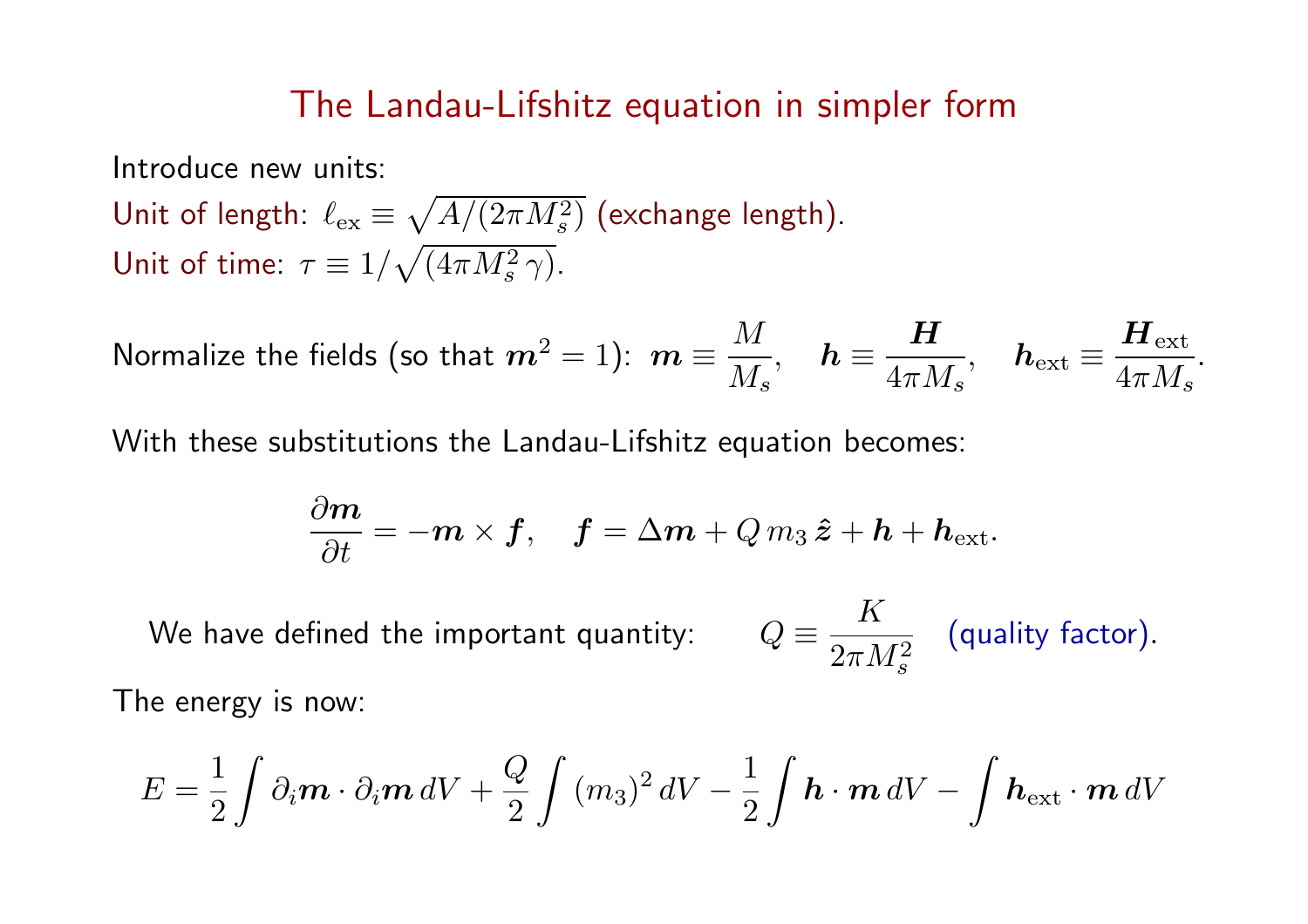# The Landau-Lifshitz equation in simpler form

Introduce new units:

Unit of length: $\ell_{\rm ex} \equiv \sqrt{A/(2\pi M_s^2)}$ (exchange length).

Unit of time: $\tau \equiv 1/\sqrt{(4\pi M_s^2\,\gamma)}$.

Normalize the fields (so that $\boldsymbol{m}^2 = 1$): $\boldsymbol{m} \equiv \dfrac{M}{M_s}, \quad \boldsymbol{h} \equiv \dfrac{\boldsymbol{H}}{4\pi M_s}, \quad \boldsymbol{h}_{\rm ext} \equiv \dfrac{\boldsymbol{H}_{\rm ext}}{4\pi M_s}.$

With these substitutions the Landau-Lifshitz equation becomes:

$$\frac{\partial \boldsymbol{m}}{\partial t} = -\boldsymbol{m} \times \boldsymbol{f}, \quad \boldsymbol{f} = \Delta \boldsymbol{m} + Q\, m_3\, \hat{\boldsymbol{z}} + \boldsymbol{h} + \boldsymbol{h}_{\rm ext}.$$

We have defined the important quantity: $\quad Q \equiv \dfrac{K}{2\pi M_s^2} \quad$ (quality factor).

The energy is now:

$$E = \frac{1}{2}\int \partial_i \boldsymbol{m} \cdot \partial_i \boldsymbol{m}\, dV + \frac{Q}{2}\int (m_3)^2\, dV - \frac{1}{2}\int \boldsymbol{h} \cdot \boldsymbol{m}\, dV - \int \boldsymbol{h}_{\rm ext} \cdot \boldsymbol{m}\, dV$$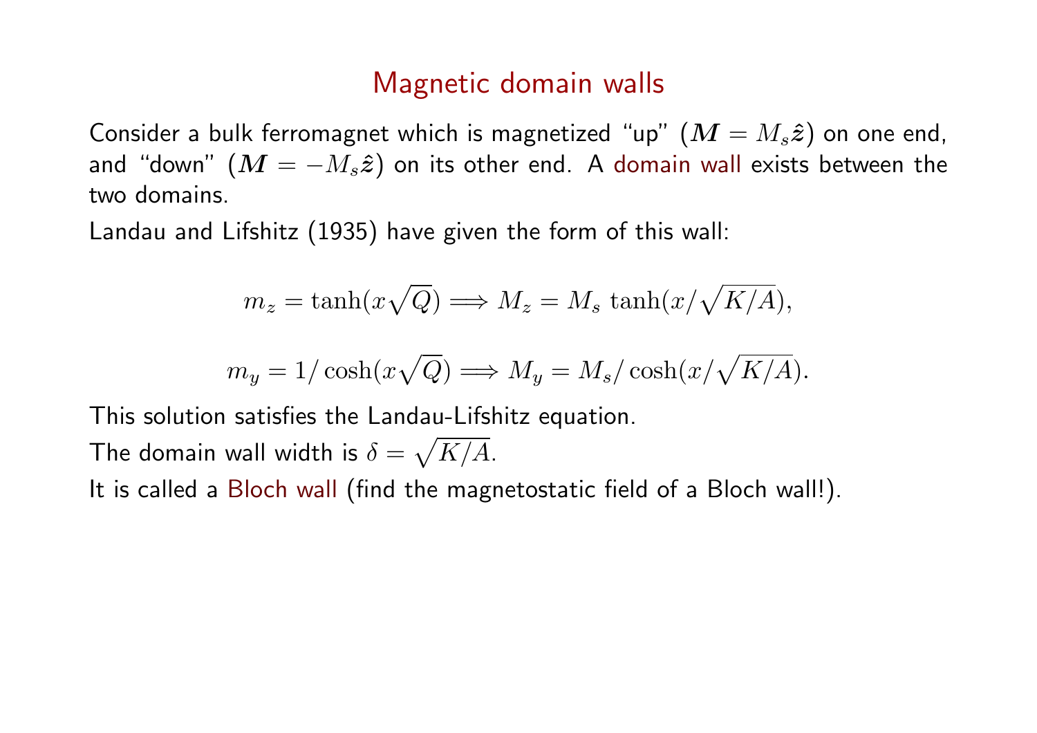# Magnetic domain walls

Consider a bulk ferromagnet which is magnetized "up" ($\boldsymbol{M} = M_s\hat{\boldsymbol{z}}$) on one end, and "down" ($\boldsymbol{M} = -M_s\hat{\boldsymbol{z}}$) on its other end. A domain wall exists between the two domains.

Landau and Lifshitz (1935) have given the form of this wall:

$$m_z = \tanh(x\sqrt{Q}) \Longrightarrow M_z = M_s\, \tanh(x/\sqrt{K/A}),$$

$$m_y = 1/\cosh(x\sqrt{Q}) \Longrightarrow M_y = M_s/\cosh(x/\sqrt{K/A}).$$

This solution satisfies the Landau-Lifshitz equation.

The domain wall width is $\delta = \sqrt{K/A}$.

It is called a Bloch wall (find the magnetostatic field of a Bloch wall!).